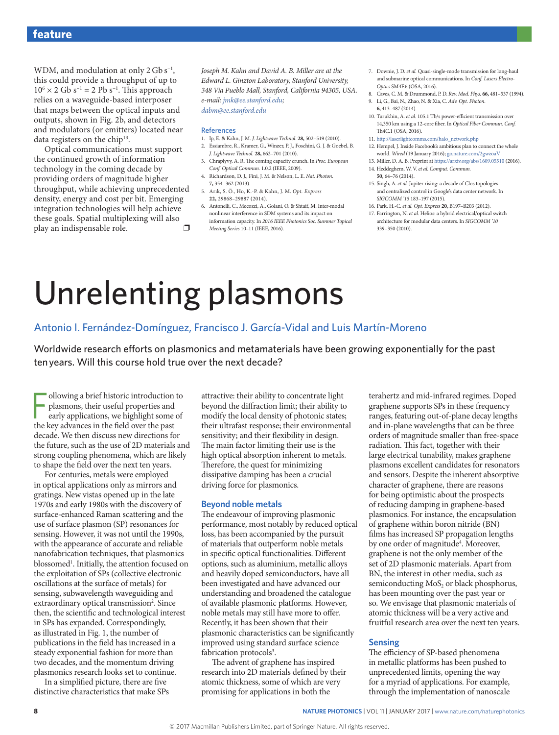WDM, and modulation at only 2 Gb s$^{-1}$, this could provide a throughput of up to $10^6 \times 2$ Gb s$^{-1}$ = 2 Pb s$^{-1}$. This approach relies on a waveguide-based interposer that maps between the optical inputs and outputs, shown in Fig. 2b, and detectors and modulators (or emitters) located near data registers on the chip[13].

Optical communications must support the continued growth of information technology in the coming decade by providing orders of magnitude higher throughput, while achieving unprecedented density, energy and cost per bit. Emerging integration technologies will help achieve these goals. Spatial multiplexing will also play an indispensable role. ❐

*Joseph M. Kahn and David A. B. Miller are at the Edward L. Ginzton Laboratory, Stanford University, 348 Via Pueblo Mall, Stanford, California 94305, USA. e-mail: jmk@ee.stanford.edu; dabm@ee.stanford.edu*

### References

1. Ip, E. & Kahn, J. M. *J. Lightwave Technol.* **28,** 502–519 (2010).
2. Essiambre, R., Kramer, G., Winzer, P. J., Foschini, G. J. & Goebel, B. *J. Lightwave Technol.* **28,** 662–701 (2010).
3. Chraplyvy, A. R. The coming capacity crunch. In *Proc. European Conf. Optical Commun.* 1.0.2 (IEEE, 2009).
4. Richardson, D. J., Fini, J. M. & Nelson, L. E. *Nat. Photon.* **7,** 354–362 (2013).
5. Arık, S. Ö., Ho, K.-P. & Kahn, J. M. *Opt. Express* **22,** 29868–29887 (2014).
6. Antonelli, C., Mecozzi, A., Golani, O. & Shtaif, M. Inter-modal nonlinear interference in SDM systems and its impact on information capacity. In *2016 IEEE Photonics Soc. Summer Topical Meeting Series* 10–11 (IEEE, 2016).
7. Downie, J. D. *et al.* Quasi-single-mode transmission for long-haul and submarine optical communications. In *Conf. Lasers Electro-Optics* SM4F.6 (OSA, 2016).
8. Caves, C. M. & Drummond, P. D. *Rev. Mod. Phys.* **66,** 481–537 (1994).
9. Li, G., Bai, N., Zhao, N. & Xia, C. *Adv. Opt. Photon.* **6,** 413–487 (2014).
10. Turukhin, A. *et al.* 105.1 Tb/s power-efficient transmission over 14,350 km using a 12-core fiber. In *Optical Fiber Commun. Conf.* Th4C.1 (OSA, 2016).
11. http://laserlightcomms.com/halo_network.php
12. Hempel, J. Inside Facebook's ambitious plan to connect the whole world. *Wired* (19 January 2016); go.nature.com/2gwzoaV
13. Miller, D. A. B. Preprint at https://arxiv.org/abs/1609.05510 (2016).
14. Heddeghem, W. V. *et al. Comput. Commun.* **50,** 64–76 (2014).
15. Singh, A. *et al.* Jupiter rising: a decade of Clos topologies and centralized control in Google's data center network. In *SIGCOMM '15* 183–197 (2015).
16. Park, H.-C. *et al. Opt. Express* **20,** B197–B203 (2012).
17. Farrington, N. *et al.* Helios: a hybrid electrical/optical switch architecture for modular data centers. In *SIGCOMM '10* 339–350 (2010).

---

# Unrelenting plasmons

Antonio I. Fernández-Domínguez, Francisco J. García-Vidal and Luis Martín-Moreno

**Worldwide research efforts on plasmonics and metamaterials have been growing exponentially for the past ten years. Will this course hold true over the next decade?**

Following a brief historic introduction to plasmons, their useful properties and early applications, we highlight some of the key advances in the field over the past decade. We then discuss new directions for the future, such as the use of 2D materials and strong coupling phenomena, which are likely to shape the field over the next ten years.

For centuries, metals were employed in optical applications only as mirrors and gratings. New vistas opened up in the late 1970s and early 1980s with the discovery of surface-enhanced Raman scattering and the use of surface plasmon (SP) resonances for sensing. However, it was not until the 1990s, with the appearance of accurate and reliable nanofabrication techniques, that plasmonics blossomed[1]. Initially, the attention focused on the exploitation of SPs (collective electronic oscillations at the surface of metals) for sensing, subwavelength waveguiding and extraordinary optical transmission[2]. Since then, the scientific and technological interest in SPs has expanded. Correspondingly, as illustrated in Fig. 1, the number of publications in the field has increased in a steady exponential fashion for more than two decades, and the momentum driving plasmonics research looks set to continue.

In a simplified picture, there are five distinctive characteristics that make SPs attractive: their ability to concentrate light beyond the diffraction limit; their ability to modify the local density of photonic states; their ultrafast response; their environmental sensitivity; and their flexibility in design. The main factor limiting their use is the high optical absorption inherent to metals. Therefore, the quest for minimizing dissipative damping has been a crucial driving force for plasmonics.

## Beyond noble metals

The endeavour of improving plasmonic performance, most notably by reduced optical loss, has been accompanied by the pursuit of materials that outperform noble metals in specific optical functionalities. Different options, such as aluminium, metallic alloys and heavily doped semiconductors, have all been investigated and have advanced our understanding and broadened the catalogue of available plasmonic platforms. However, noble metals may still have more to offer. Recently, it has been shown that their plasmonic characteristics can be significantly improved using standard surface science fabrication protocols[3].

The advent of graphene has inspired research into 2D materials defined by their atomic thickness, some of which are very promising for applications in both the terahertz and mid-infrared regimes. Doped graphene supports SPs in these frequency ranges, featuring out-of-plane decay lengths and in-plane wavelengths that can be three orders of magnitude smaller than free-space radiation. This fact, together with their large electrical tunability, makes graphene plasmons excellent candidates for resonators and sensors. Despite the inherent absorptive character of graphene, there are reasons for being optimistic about the prospects of reducing damping in graphene-based plasmonics. For instance, the encapsulation of graphene within boron nitride (BN) films has increased SP propagation lengths by one order of magnitude[4]. Moreover, graphene is not the only member of the set of 2D plasmonic materials. Apart from BN, the interest in other media, such as semiconducting $MoS_2$ or black phosphorus, has been mounting over the past year or so. We envisage that plasmonic materials of atomic thickness will be a very active and fruitful research area over the next ten years.

## Sensing

The efficiency of SP-based phenomena in metallic platforms has been pushed to unprecedented limits, opening the way for a myriad of applications. For example, through the implementation of nanoscale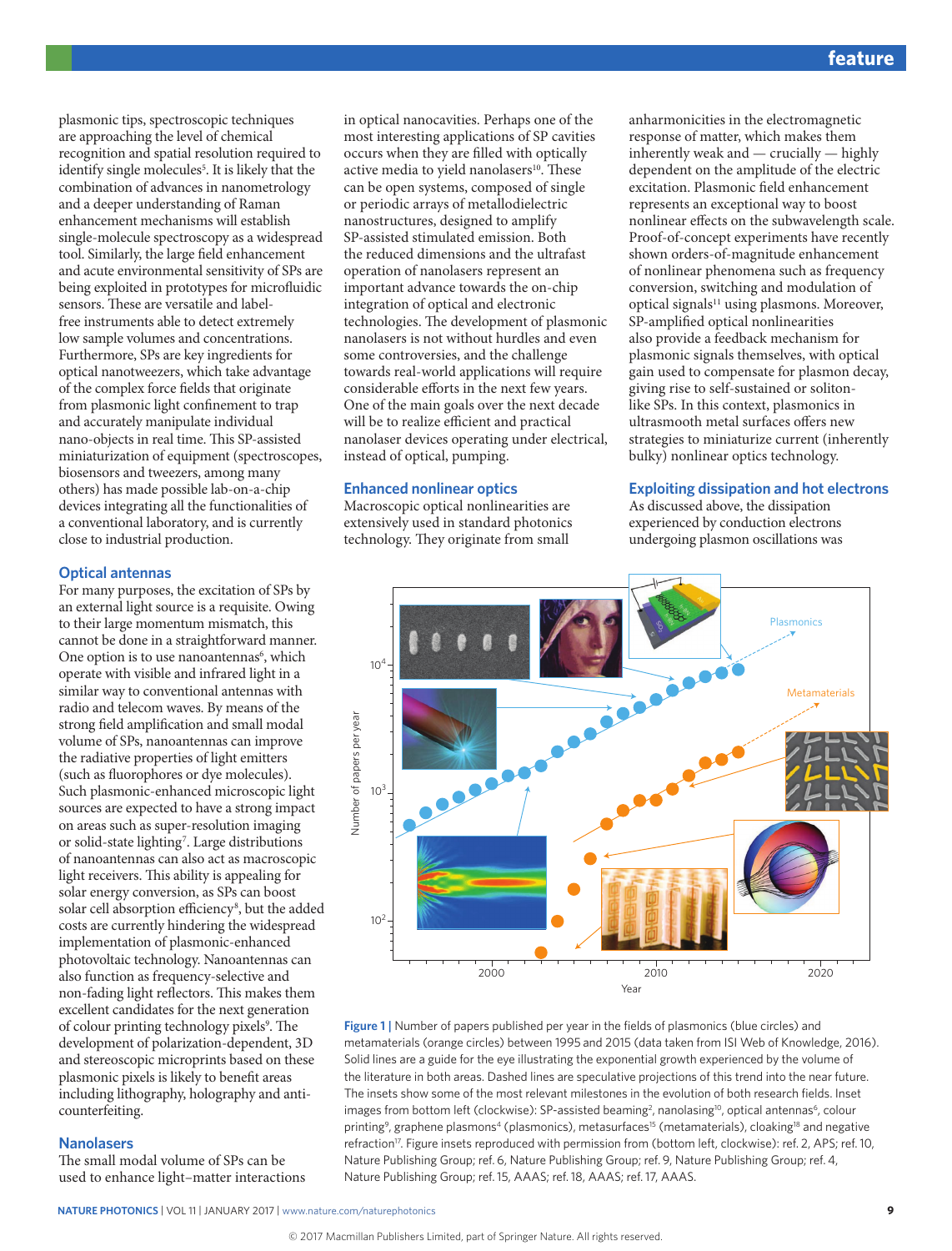plasmonic tips, spectroscopic techniques are approaching the level of chemical recognition and spatial resolution required to identify single molecules[5]. It is likely that the combination of advances in nanometrology and a deeper understanding of Raman enhancement mechanisms will establish single-molecule spectroscopy as a widespread tool. Similarly, the large field enhancement and acute environmental sensitivity of SPs are being exploited in prototypes for microfluidic sensors. These are versatile and label-free instruments able to detect extremely low sample volumes and concentrations. Furthermore, SPs are key ingredients for optical nanotweezers, which take advantage of the complex force fields that originate from plasmonic light confinement to trap and accurately manipulate individual nano-objects in real time. This SP-assisted miniaturization of equipment (spectroscopes, biosensors and tweezers, among many others) has made possible lab-on-a-chip devices integrating all the functionalities of a conventional laboratory, and is currently close to industrial production.

### Optical antennas

For many purposes, the excitation of SPs by an external light source is a requisite. Owing to their large momentum mismatch, this cannot be done in a straightforward manner. One option is to use nanoantennas[6], which operate with visible and infrared light in a similar way to conventional antennas with radio and telecom waves. By means of the strong field amplification and small modal volume of SPs, nanoantennas can improve the radiative properties of light emitters (such as fluorophores or dye molecules). Such plasmonic-enhanced microscopic light sources are expected to have a strong impact on areas such as super-resolution imaging or solid-state lighting[7]. Large distributions of nanoantennas can also act as macroscopic light receivers. This ability is appealing for solar energy conversion, as SPs can boost solar cell absorption efficiency[8], but the added costs are currently hindering the widespread implementation of plasmonic-enhanced photovoltaic technology. Nanoantennas can also function as frequency-selective and non-fading light reflectors. This makes them excellent candidates for the next generation of colour printing technology pixels[9]. The development of polarization-dependent, 3D and stereoscopic microprints based on these plasmonic pixels is likely to benefit areas including lithography, holography and anti-counterfeiting.

### Nanolasers

The small modal volume of SPs can be used to enhance light–matter interactions in optical nanocavities. Perhaps one of the most interesting applications of SP cavities occurs when they are filled with optically active media to yield nanolasers[10]. These can be open systems, composed of single or periodic arrays of metallodielectric nanostructures, designed to amplify SP-assisted stimulated emission. Both the reduced dimensions and the ultrafast operation of nanolasers represent an important advance towards the on-chip integration of optical and electronic technologies. The development of plasmonic nanolasers is not without hurdles and even some controversies, and the challenge towards real-world applications will require considerable efforts in the next few years. One of the main goals over the next decade will be to realize efficient and practical nanolaser devices operating under electrical, instead of optical, pumping.

### Enhanced nonlinear optics

Macroscopic optical nonlinearities are extensively used in standard photonics technology. They originate from small anharmonicities in the electromagnetic response of matter, which makes them inherently weak and — crucially — highly dependent on the amplitude of the electric excitation. Plasmonic field enhancement represents an exceptional way to boost nonlinear effects on the subwavelength scale. Proof-of-concept experiments have recently shown orders-of-magnitude enhancement of nonlinear phenomena such as frequency conversion, switching and modulation of optical signals[11] using plasmons. Moreover, SP-amplified optical nonlinearities also provide a feedback mechanism for plasmonic signals themselves, with optical gain used to compensate for plasmon decay, giving rise to self-sustained or soliton-like SPs. In this context, plasmonics in ultrasmooth metal surfaces offers new strategies to miniaturize current (inherently bulky) nonlinear optics technology.

### Exploiting dissipation and hot electrons

As discussed above, the dissipation experienced by conduction electrons undergoing plasmon oscillations was

**Figure 1 |** Number of papers published per year in the fields of plasmonics (blue circles) and metamaterials (orange circles) between 1995 and 2015 (data taken from ISI Web of Knowledge, 2016). Solid lines are a guide for the eye illustrating the exponential growth experienced by the volume of the literature in both areas. Dashed lines are speculative projections of this trend into the near future. The insets show some of the most relevant milestones in the evolution of both research fields. Inset images from bottom left (clockwise): SP-assisted beaming[2], nanolasing[10], optical antennas[6], colour printing[9], graphene plasmons[4] (plasmonics), metasurfaces[15] (metamaterials), cloaking[18] and negative refraction[17]. Figure insets reproduced with permission from (bottom left, clockwise): ref. 2, APS; ref. 10, Nature Publishing Group; ref. 6, Nature Publishing Group; ref. 9, Nature Publishing Group; ref. 4, Nature Publishing Group; ref. 15, AAAS; ref. 18, AAAS; ref. 17, AAAS.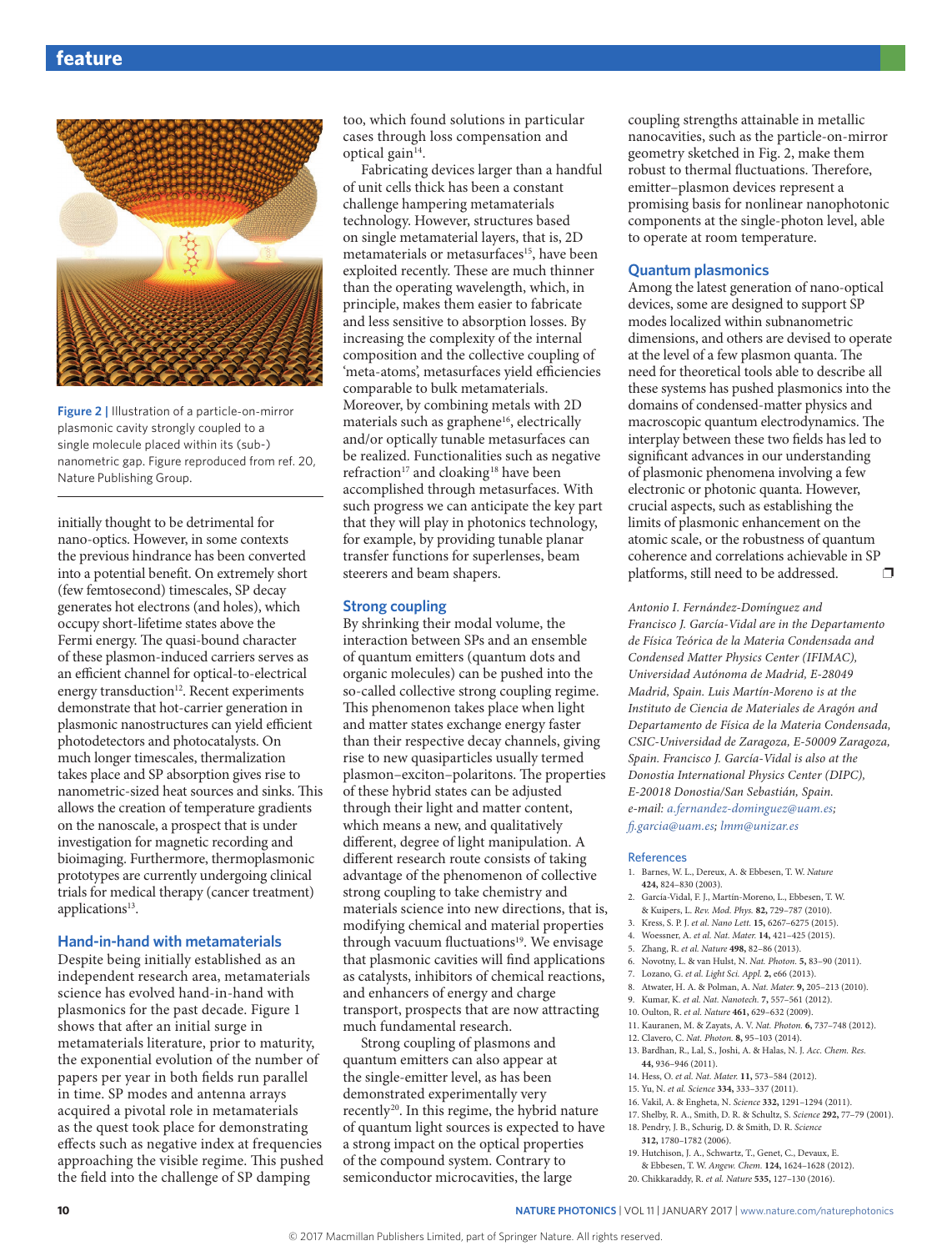Figure 2 | Illustration of a particle-on-mirror plasmonic cavity strongly coupled to a single molecule placed within its (sub-) nanometric gap. Figure reproduced from ref. 20, Nature Publishing Group.

initially thought to be detrimental for nano-optics. However, in some contexts the previous hindrance has been converted into a potential benefit. On extremely short (few femtosecond) timescales, SP decay generates hot electrons (and holes), which occupy short-lifetime states above the Fermi energy. The quasi-bound character of these plasmon-induced carriers serves as an efficient channel for optical-to-electrical energy transduction[12]. Recent experiments demonstrate that hot-carrier generation in plasmonic nanostructures can yield efficient photodetectors and photocatalysts. On much longer timescales, thermalization takes place and SP absorption gives rise to nanometric-sized heat sources and sinks. This allows the creation of temperature gradients on the nanoscale, a prospect that is under investigation for magnetic recording and bioimaging. Furthermore, thermoplasmonic prototypes are currently undergoing clinical trials for medical therapy (cancer treatment) applications[13].

## Hand-in-hand with metamaterials

Despite being initially established as an independent research area, metamaterials science has evolved hand-in-hand with plasmonics for the past decade. Figure 1 shows that after an initial surge in metamaterials literature, prior to maturity, the exponential evolution of the number of papers per year in both fields run parallel in time. SP modes and antenna arrays acquired a pivotal role in metamaterials as the quest took place for demonstrating effects such as negative index at frequencies approaching the visible regime. This pushed the field into the challenge of SP damping too, which found solutions in particular cases through loss compensation and optical gain[14].

Fabricating devices larger than a handful of unit cells thick has been a constant challenge hampering metamaterials technology. However, structures based on single metamaterial layers, that is, 2D metamaterials or metasurfaces[15], have been exploited recently. These are much thinner than the operating wavelength, which, in principle, makes them easier to fabricate and less sensitive to absorption losses. By increasing the complexity of the internal composition and the collective coupling of 'meta-atoms', metasurfaces yield efficiencies comparable to bulk metamaterials. Moreover, by combining metals with 2D materials such as graphene[16], electrically and/or optically tunable metasurfaces can be realized. Functionalities such as negative refraction[17] and cloaking[18] have been accomplished through metasurfaces. With such progress we can anticipate the key part that they will play in photonics technology, for example, by providing tunable planar transfer functions for superlenses, beam steerers and beam shapers.

## Strong coupling

By shrinking their modal volume, the interaction between SPs and an ensemble of quantum emitters (quantum dots and organic molecules) can be pushed into the so-called collective strong coupling regime. This phenomenon takes place when light and matter states exchange energy faster than their respective decay channels, giving rise to new quasiparticles usually termed plasmon–exciton–polaritons. The properties of these hybrid states can be adjusted through their light and matter content, which means a new, and qualitatively different, degree of light manipulation. A different research route consists of taking advantage of the phenomenon of collective strong coupling to take chemistry and materials science into new directions, that is, modifying chemical and material properties through vacuum fluctuations[19]. We envisage that plasmonic cavities will find applications as catalysts, inhibitors of chemical reactions, and enhancers of energy and charge transport, prospects that are now attracting much fundamental research.

Strong coupling of plasmons and quantum emitters can also appear at the single-emitter level, as has been demonstrated experimentally very recently[20]. In this regime, the hybrid nature of quantum light sources is expected to have a strong impact on the optical properties of the compound system. Contrary to semiconductor microcavities, the large coupling strengths attainable in metallic nanocavities, such as the particle-on-mirror geometry sketched in Fig. 2, make them robust to thermal fluctuations. Therefore, emitter–plasmon devices represent a promising basis for nonlinear nanophotonic components at the single-photon level, able to operate at room temperature.

## Quantum plasmonics

Among the latest generation of nano-optical devices, some are designed to support SP modes localized within subnanometric dimensions, and others are devised to operate at the level of a few plasmon quanta. The need for theoretical tools able to describe all these systems has pushed plasmonics into the domains of condensed-matter physics and macroscopic quantum electrodynamics. The interplay between these two fields has led to significant advances in our understanding of plasmonic phenomena involving a few electronic or photonic quanta. However, crucial aspects, such as establishing the limits of plasmonic enhancement on the atomic scale, or the robustness of quantum coherence and correlations achievable in SP platforms, still need to be addressed. ❐

*Antonio I. Fernández-Domínguez and Francisco J. García-Vidal are in the Departamento de Física Teórica de la Materia Condensada and Condensed Matter Physics Center (IFIMAC), Universidad Autónoma de Madrid, E-28049 Madrid, Spain. Luis Martín-Moreno is at the Instituto de Ciencia de Materiales de Aragón and Departamento de Física de la Materia Condensada, CSIC-Universidad de Zaragoza, E-50009 Zaragoza, Spain. Francisco J. García-Vidal is also at the Donostia International Physics Center (DIPC), E-20018 Donostia/San Sebastián, Spain. e-mail: a.fernandez-dominguez@uam.es; fj.garcia@uam.es; lmm@unizar.es*

## References

1. Barnes, W. L., Dereux, A. & Ebbesen, T. W. *Nature* **424,** 824–830 (2003).
2. García-Vidal, F. J., Martín-Moreno, L., Ebbesen, T. W. & Kuipers, L. *Rev. Mod. Phys.* **82,** 729–787 (2010).
3. Kress, S. P. J. *et al. Nano Lett.* **15,** 6267–6275 (2015).
4. Woessner, A. *et al. Nat. Mater.* **14,** 421–425 (2015).
5. Zhang, R. *et al. Nature* **498,** 82–86 (2013).
6. Novotny, L. & van Hulst, N. *Nat. Photon.* **5,** 83–90 (2011).
7. Lozano, G. *et al. Light Sci. Appl.* **2,** e66 (2013).
8. Atwater, H. A. & Polman, A. *Nat. Mater.* **9,** 205–213 (2010).
9. Kumar, K. *et al. Nat. Nanotech.* **7,** 557–561 (2012).
10. Oulton, R. *et al. Nature* **461,** 629–632 (2009).
11. Kauranen, M. & Zayats, A. V. *Nat. Photon.* **6,** 737–748 (2012).
12. Clavero, C. *Nat. Photon.* **8,** 95–103 (2014).
13. Bardhan, R., Lal, S., Joshi, A. & Halas, N. J. *Acc. Chem. Res.* **44,** 936–946 (2011).
14. Hess, O. *et al. Nat. Mater.* **11,** 573–584 (2012).
15. Yu, N. *et al. Science* **334,** 333–337 (2011).
16. Vakil, A. & Engheta, N. *Science* **332,** 1291–1294 (2011).
17. Shelby, R. A., Smith, D. R. & Schultz, S. *Science* **292,** 77–79 (2001).
18. Pendry, J. B., Schurig, D. & Smith, D. R. *Science* **312,** 1780–1782 (2006).
19. Hutchison, J. A., Schwartz, T., Genet, C., Devaux, E. & Ebbesen, T. W. *Angew. Chem.* **124,** 1624–1628 (2012).
20. Chikkaraddy, R. *et al. Nature* **535,** 127–130 (2016).